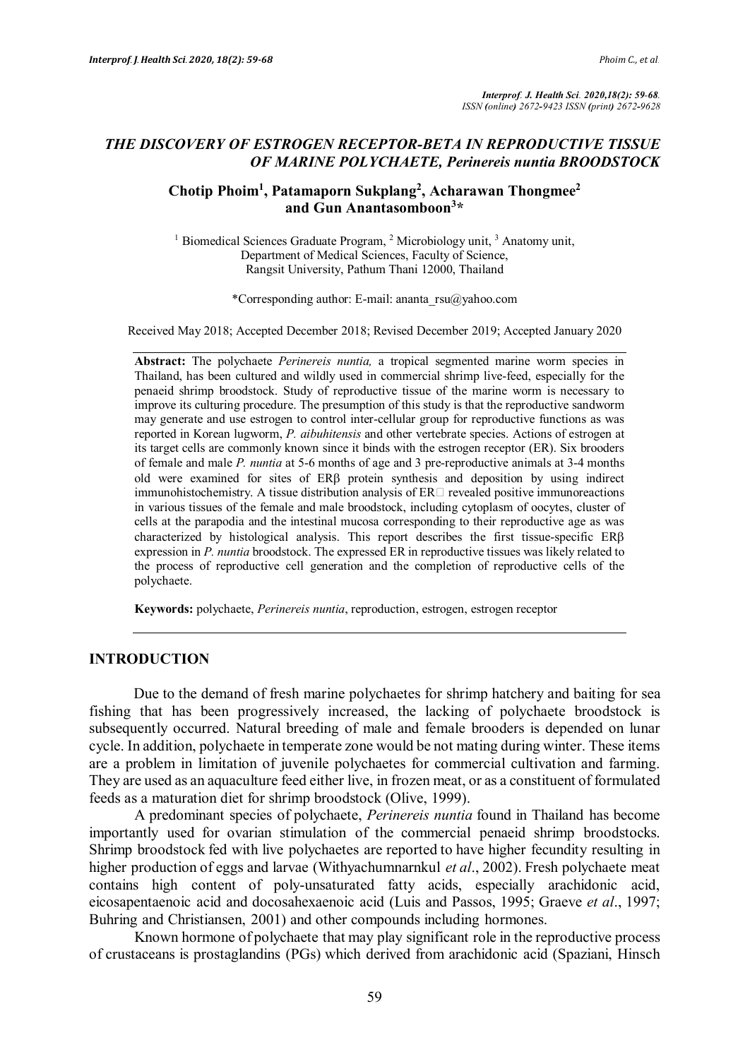*Interprof. J. Health Sci. 2020,18(2): 59-68.*
*ISSN (online) 2672-9423 ISSN (print) 2672-9628*

# *THE DISCOVERY OF ESTROGEN RECEPTOR-BETA IN REPRODUCTIVE TISSUE OF MARINE POLYCHAETE, Perinereis nuntia BROODSTOCK*

**Chotip Phoim[1], Patamaporn Sukplang[2], Acharawan Thongmee[2] and Gun Anantasomboon[3]***

[1] Biomedical Sciences Graduate Program, [2] Microbiology unit, [3] Anatomy unit,
Department of Medical Sciences, Faculty of Science,
Rangsit University, Pathum Thani 12000, Thailand

*Corresponding author: E-mail: ananta_rsu@yahoo.com

Received May 2018; Accepted December 2018; Revised December 2019; Accepted January 2020

**Abstract:** The polychaete *Perinereis nuntia,* a tropical segmented marine worm species in Thailand, has been cultured and wildly used in commercial shrimp live-feed, especially for the penaeid shrimp broodstock. Study of reproductive tissue of the marine worm is necessary to improve its culturing procedure. The presumption of this study is that the reproductive sandworm may generate and use estrogen to control inter-cellular group for reproductive functions as was reported in Korean lugworm, *P. aibuhitensis* and other vertebrate species. Actions of estrogen at its target cells are commonly known since it binds with the estrogen receptor (ER). Six brooders of female and male *P. nuntia* at 5-6 months of age and 3 pre-reproductive animals at 3-4 months old were examined for sites of ERβ protein synthesis and deposition by using indirect immunohistochemistry. A tissue distribution analysis of ER revealed positive immunoreactions in various tissues of the female and male broodstock, including cytoplasm of oocytes, cluster of cells at the parapodia and the intestinal mucosa corresponding to their reproductive age as was characterized by histological analysis. This report describes the first tissue-specific ERβ expression in *P. nuntia* broodstock. The expressed ER in reproductive tissues was likely related to the process of reproductive cell generation and the completion of reproductive cells of the polychaete.

**Keywords:** polychaete, *Perinereis nuntia*, reproduction, estrogen, estrogen receptor

## INTRODUCTION

Due to the demand of fresh marine polychaetes for shrimp hatchery and baiting for sea fishing that has been progressively increased, the lacking of polychaete broodstock is subsequently occurred. Natural breeding of male and female brooders is depended on lunar cycle. In addition, polychaete in temperate zone would be not mating during winter. These items are a problem in limitation of juvenile polychaetes for commercial cultivation and farming. They are used as an aquaculture feed either live, in frozen meat, or as a constituent of formulated feeds as a maturation diet for shrimp broodstock (Olive, 1999).

A predominant species of polychaete, *Perinereis nuntia* found in Thailand has become importantly used for ovarian stimulation of the commercial penaeid shrimp broodstocks. Shrimp broodstock fed with live polychaetes are reported to have higher fecundity resulting in higher production of eggs and larvae (Withyachumnarnkul *et al*., 2002). Fresh polychaete meat contains high content of poly-unsaturated fatty acids, especially arachidonic acid, eicosapentaenoic acid and docosahexaenoic acid (Luis and Passos, 1995; Graeve *et al*., 1997; Buhring and Christiansen, 2001) and other compounds including hormones.

Known hormone of polychaete that may play significant role in the reproductive process of crustaceans is prostaglandins (PGs) which derived from arachidonic acid (Spaziani, Hinsch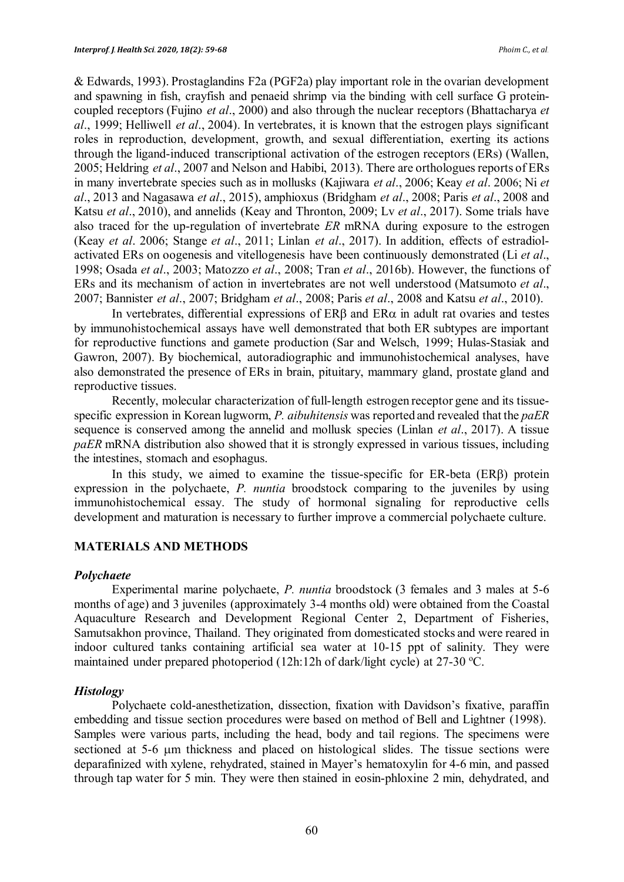& Edwards, 1993). Prostaglandins F2a (PGF2a) play important role in the ovarian development and spawning in fish, crayfish and penaeid shrimp via the binding with cell surface G protein-coupled receptors (Fujino *et al*., 2000) and also through the nuclear receptors (Bhattacharya *et al*., 1999; Helliwell *et al*., 2004). In vertebrates, it is known that the estrogen plays significant roles in reproduction, development, growth, and sexual differentiation, exerting its actions through the ligand-induced transcriptional activation of the estrogen receptors (ERs) (Wallen, 2005; Heldring *et al*., 2007 and Nelson and Habibi, 2013). There are orthologues reports of ERs in many invertebrate species such as in mollusks (Kajiwara *et al*., 2006; Keay *et al*. 2006; Ni *et al*., 2013 and Nagasawa *et al*., 2015), amphioxus (Bridgham *et al*., 2008; Paris *et al*., 2008 and Katsu *et al*., 2010), and annelids (Keay and Thronton, 2009; Lv *et al*., 2017). Some trials have also traced for the up-regulation of invertebrate *ER* mRNA during exposure to the estrogen (Keay *et al*. 2006; Stange *et al*., 2011; Linlan *et al*., 2017). In addition, effects of estradiol-activated ERs on oogenesis and vitellogenesis have been continuously demonstrated (Li *et al*., 1998; Osada *et al*., 2003; Matozzo *et al*., 2008; Tran *et al*., 2016b). However, the functions of ERs and its mechanism of action in invertebrates are not well understood (Matsumoto *et al*., 2007; Bannister *et al*., 2007; Bridgham *et al*., 2008; Paris *et al*., 2008 and Katsu *et al*., 2010).

In vertebrates, differential expressions of ER$\beta$ and ER$\alpha$ in adult rat ovaries and testes by immunohistochemical assays have well demonstrated that both ER subtypes are important for reproductive functions and gamete production (Sar and Welsch, 1999; Hulas-Stasiak and Gawron, 2007). By biochemical, autoradiographic and immunohistochemical analyses, have also demonstrated the presence of ERs in brain, pituitary, mammary gland, prostate gland and reproductive tissues.

Recently, molecular characterization of full-length estrogen receptor gene and its tissue-specific expression in Korean lugworm, *P. aibuhitensis* was reported and revealed that the *paER* sequence is conserved among the annelid and mollusk species (Linlan *et al*., 2017). A tissue *paER* mRNA distribution also showed that it is strongly expressed in various tissues, including the intestines, stomach and esophagus.

In this study, we aimed to examine the tissue-specific for ER-beta (ER$\beta$) protein expression in the polychaete, *P. nuntia* broodstock comparing to the juveniles by using immunohistochemical essay. The study of hormonal signaling for reproductive cells development and maturation is necessary to further improve a commercial polychaete culture.

## MATERIALS AND METHODS

### *Polychaete*

Experimental marine polychaete, *P. nuntia* broodstock (3 females and 3 males at 5-6 months of age) and 3 juveniles (approximately 3-4 months old) were obtained from the Coastal Aquaculture Research and Development Regional Center 2, Department of Fisheries, Samutsakhon province, Thailand. They originated from domesticated stocks and were reared in indoor cultured tanks containing artificial sea water at 10-15 ppt of salinity. They were maintained under prepared photoperiod (12h:12h of dark/light cycle) at 27-30 $^{o}$C.

### *Histology*

Polychaete cold-anesthetization, dissection, fixation with Davidson's fixative, paraffin embedding and tissue section procedures were based on method of Bell and Lightner (1998). Samples were various parts, including the head, body and tail regions. The specimens were sectioned at 5-6 $\mu$m thickness and placed on histological slides. The tissue sections were deparafinized with xylene, rehydrated, stained in Mayer's hematoxylin for 4-6 min, and passed through tap water for 5 min. They were then stained in eosin-phloxine 2 min, dehydrated, and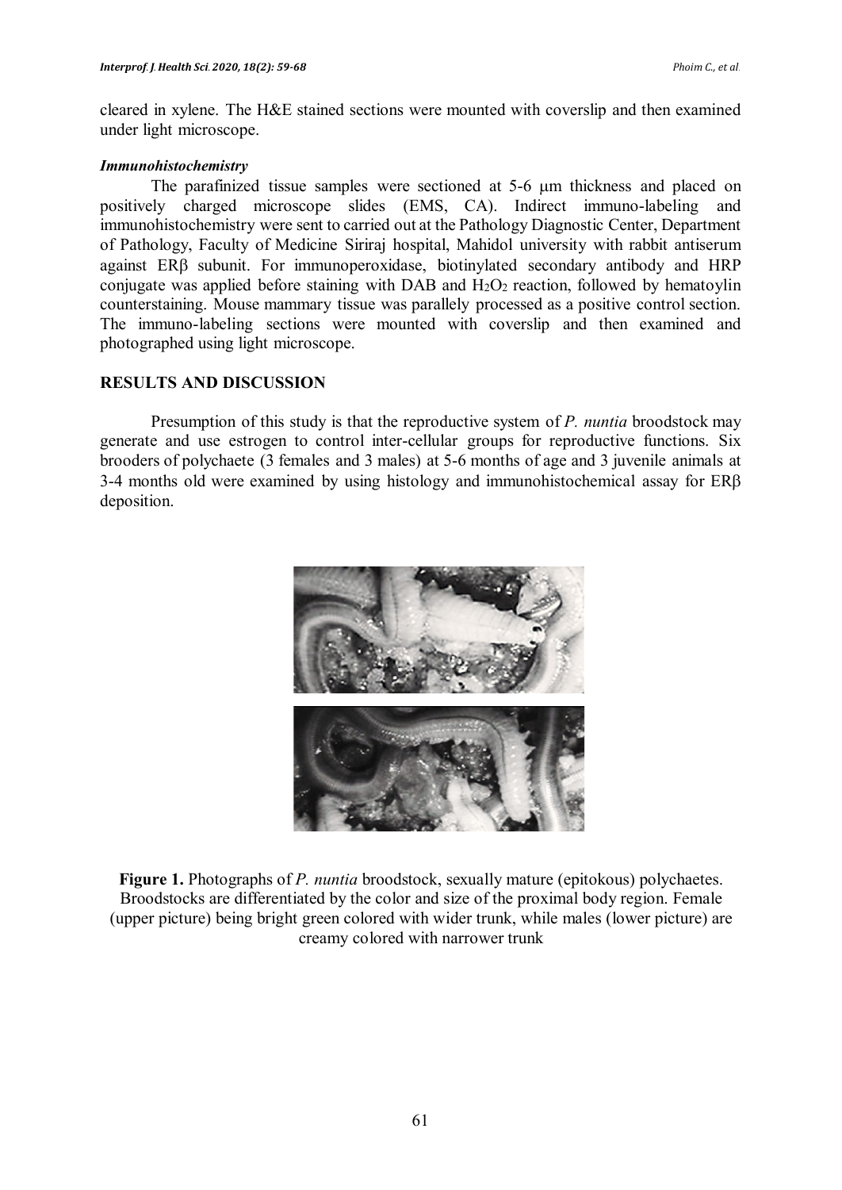cleared in xylene. The H&E stained sections were mounted with coverslip and then examined under light microscope.

***Immunohistochemistry***

The parafinized tissue samples were sectioned at 5-6 μm thickness and placed on positively charged microscope slides (EMS, CA). Indirect immuno-labeling and immunohistochemistry were sent to carried out at the Pathology Diagnostic Center, Department of Pathology, Faculty of Medicine Siriraj hospital, Mahidol university with rabbit antiserum against ERβ subunit. For immunoperoxidase, biotinylated secondary antibody and HRP conjugate was applied before staining with DAB and $H_2O_2$ reaction, followed by hematoylin counterstaining. Mouse mammary tissue was parallely processed as a positive control section. The immuno-labeling sections were mounted with coverslip and then examined and photographed using light microscope.

## RESULTS AND DISCUSSION

Presumption of this study is that the reproductive system of *P. nuntia* broodstock may generate and use estrogen to control inter-cellular groups for reproductive functions. Six brooders of polychaete (3 females and 3 males) at 5-6 months of age and 3 juvenile animals at 3-4 months old were examined by using histology and immunohistochemical assay for ERβ deposition.

**Figure 1.** Photographs of *P. nuntia* broodstock, sexually mature (epitokous) polychaetes. Broodstocks are differentiated by the color and size of the proximal body region. Female (upper picture) being bright green colored with wider trunk, while males (lower picture) are creamy colored with narrower trunk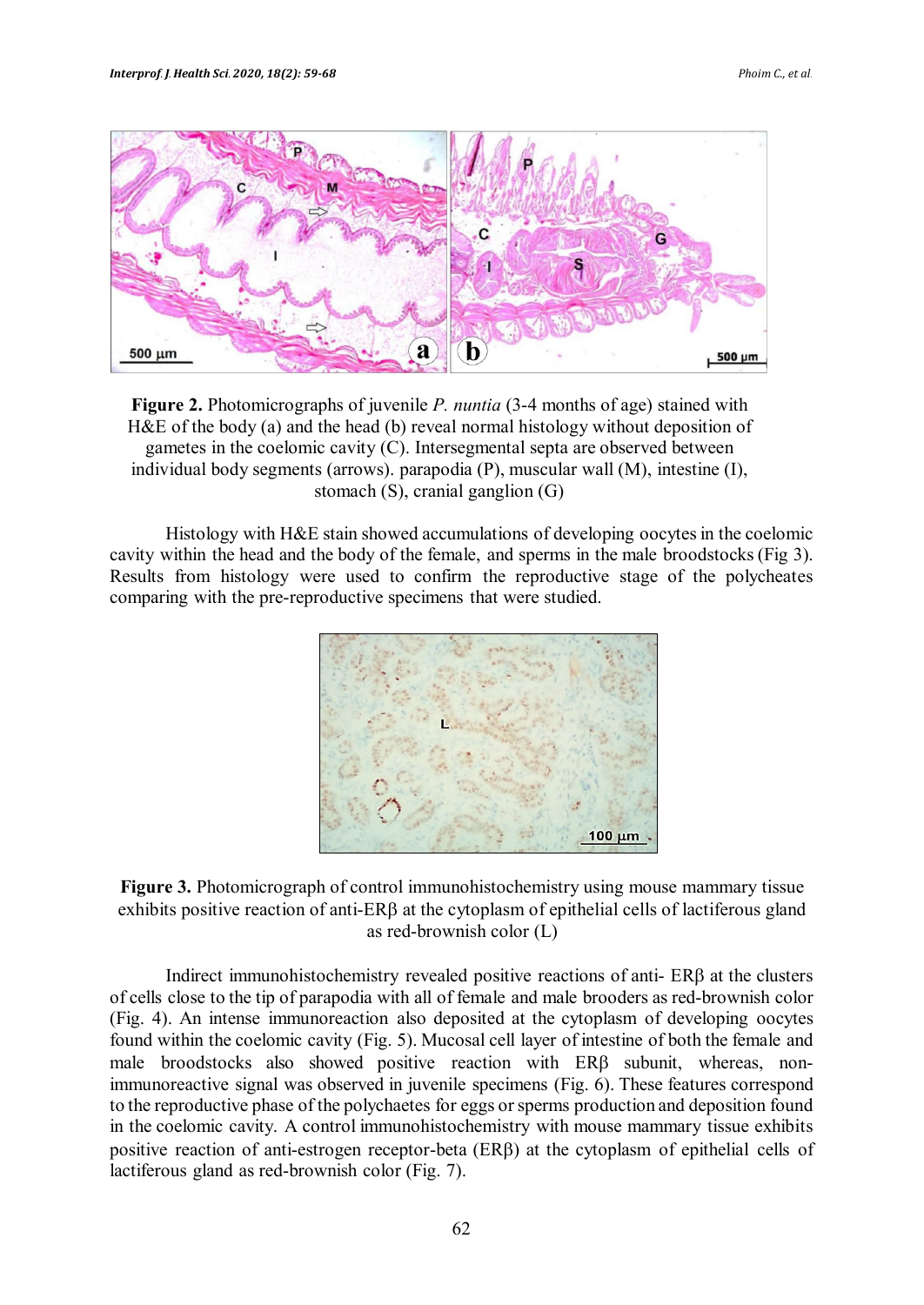**Figure 2.** Photomicrographs of juvenile *P. nuntia* (3-4 months of age) stained with H&E of the body (a) and the head (b) reveal normal histology without deposition of gametes in the coelomic cavity (C). Intersegmental septa are observed between individual body segments (arrows). parapodia (P), muscular wall (M), intestine (I), stomach (S), cranial ganglion (G)

Histology with H&E stain showed accumulations of developing oocytes in the coelomic cavity within the head and the body of the female, and sperms in the male broodstocks (Fig 3). Results from histology were used to confirm the reproductive stage of the polycheates comparing with the pre-reproductive specimens that were studied.

**Figure 3.** Photomicrograph of control immunohistochemistry using mouse mammary tissue exhibits positive reaction of anti-ERβ at the cytoplasm of epithelial cells of lactiferous gland as red-brownish color (L)

Indirect immunohistochemistry revealed positive reactions of anti- ERβ at the clusters of cells close to the tip of parapodia with all of female and male brooders as red-brownish color (Fig. 4). An intense immunoreaction also deposited at the cytoplasm of developing oocytes found within the coelomic cavity (Fig. 5). Mucosal cell layer of intestine of both the female and male broodstocks also showed positive reaction with ERβ subunit, whereas, non-immunoreactive signal was observed in juvenile specimens (Fig. 6). These features correspond to the reproductive phase of the polychaetes for eggs or sperms production and deposition found in the coelomic cavity. A control immunohistochemistry with mouse mammary tissue exhibits positive reaction of anti-estrogen receptor-beta (ERβ) at the cytoplasm of epithelial cells of lactiferous gland as red-brownish color (Fig. 7).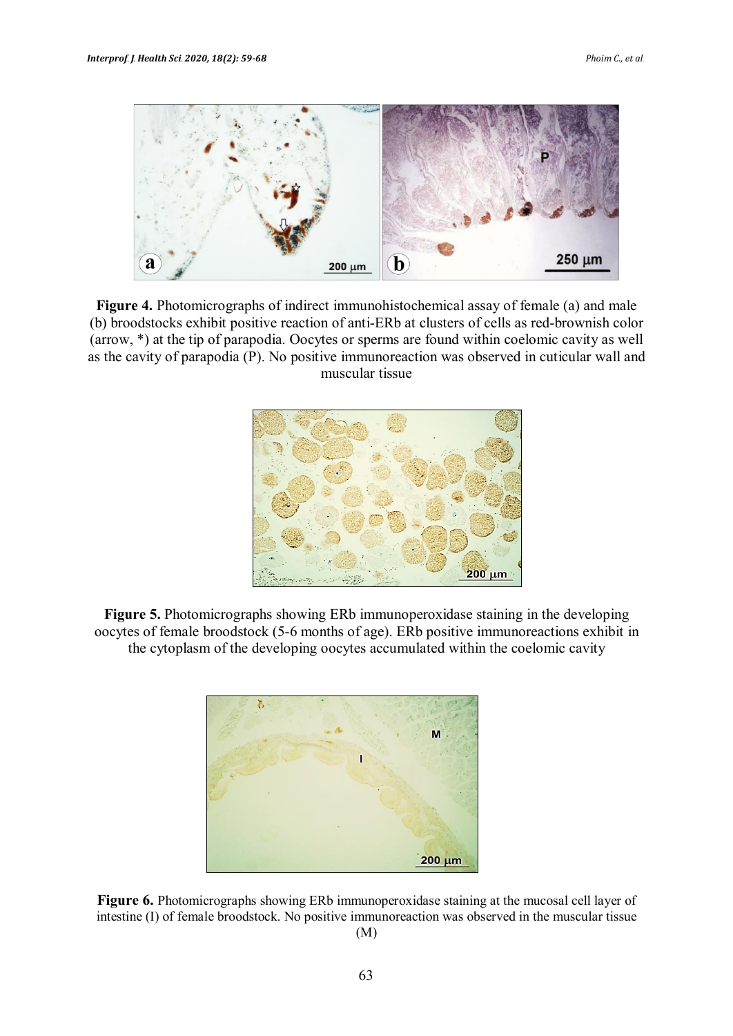**Figure 4.** Photomicrographs of indirect immunohistochemical assay of female (a) and male (b) broodstocks exhibit positive reaction of anti-ERb at clusters of cells as red-brownish color (arrow, *) at the tip of parapodia. Oocytes or sperms are found within coelomic cavity as well as the cavity of parapodia (P). No positive immunoreaction was observed in cuticular wall and muscular tissue

**Figure 5.** Photomicrographs showing ERb immunoperoxidase staining in the developing oocytes of female broodstock (5-6 months of age). ERb positive immunoreactions exhibit in the cytoplasm of the developing oocytes accumulated within the coelomic cavity

**Figure 6.** Photomicrographs showing ERb immunoperoxidase staining at the mucosal cell layer of intestine (I) of female broodstock. No positive immunoreaction was observed in the muscular tissue (M)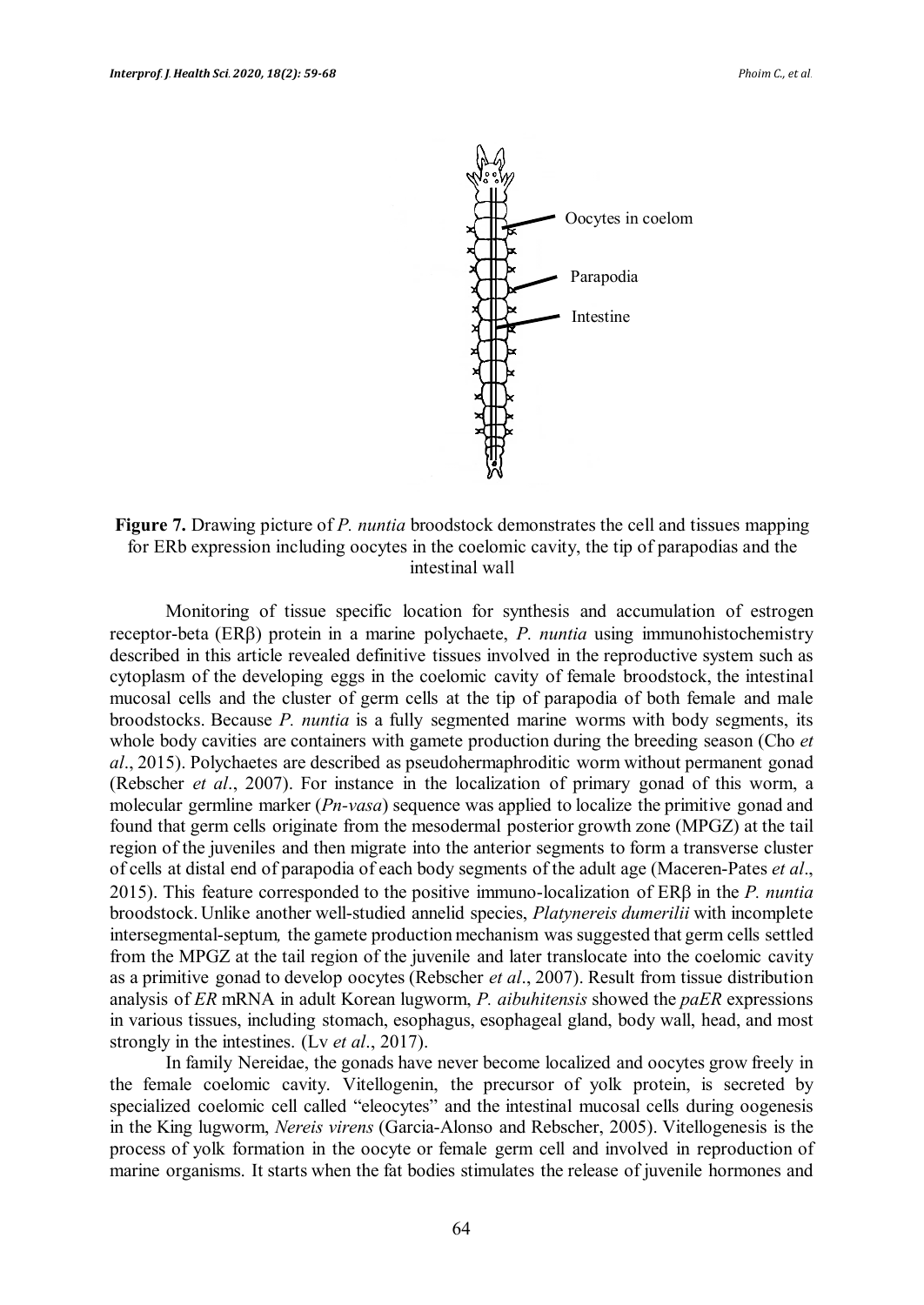Oocytes in coelom

Parapodia

Intestine

**Figure 7.** Drawing picture of *P. nuntia* broodstock demonstrates the cell and tissues mapping for ERb expression including oocytes in the coelomic cavity, the tip of parapodias and the intestinal wall

Monitoring of tissue specific location for synthesis and accumulation of estrogen receptor-beta (ERβ) protein in a marine polychaete, *P. nuntia* using immunohistochemistry described in this article revealed definitive tissues involved in the reproductive system such as cytoplasm of the developing eggs in the coelomic cavity of female broodstock, the intestinal mucosal cells and the cluster of germ cells at the tip of parapodia of both female and male broodstocks. Because *P. nuntia* is a fully segmented marine worms with body segments, its whole body cavities are containers with gamete production during the breeding season (Cho *et al*., 2015). Polychaetes are described as pseudohermaphroditic worm without permanent gonad (Rebscher *et al*., 2007). For instance in the localization of primary gonad of this worm, a molecular germline marker (*Pn-vasa*) sequence was applied to localize the primitive gonad and found that germ cells originate from the mesodermal posterior growth zone (MPGZ) at the tail region of the juveniles and then migrate into the anterior segments to form a transverse cluster of cells at distal end of parapodia of each body segments of the adult age (Maceren-Pates *et al*., 2015). This feature corresponded to the positive immuno-localization of ERβ in the *P. nuntia* broodstock. Unlike another well-studied annelid species, *Platynereis dumerilii* with incomplete intersegmental-septum*,* the gamete production mechanism was suggested that germ cells settled from the MPGZ at the tail region of the juvenile and later translocate into the coelomic cavity as a primitive gonad to develop oocytes (Rebscher *et al*., 2007). Result from tissue distribution analysis of *ER* mRNA in adult Korean lugworm, *P. aibuhitensis* showed the *paER* expressions in various tissues, including stomach, esophagus, esophageal gland, body wall, head, and most strongly in the intestines. (Lv *et al*., 2017).

In family Nereidae, the gonads have never become localized and oocytes grow freely in the female coelomic cavity. Vitellogenin, the precursor of yolk protein, is secreted by specialized coelomic cell called "eleocytes" and the intestinal mucosal cells during oogenesis in the King lugworm, *Nereis virens* (Garcia-Alonso and Rebscher, 2005). Vitellogenesis is the process of yolk formation in the oocyte or female germ cell and involved in reproduction of marine organisms. It starts when the fat bodies stimulates the release of juvenile hormones and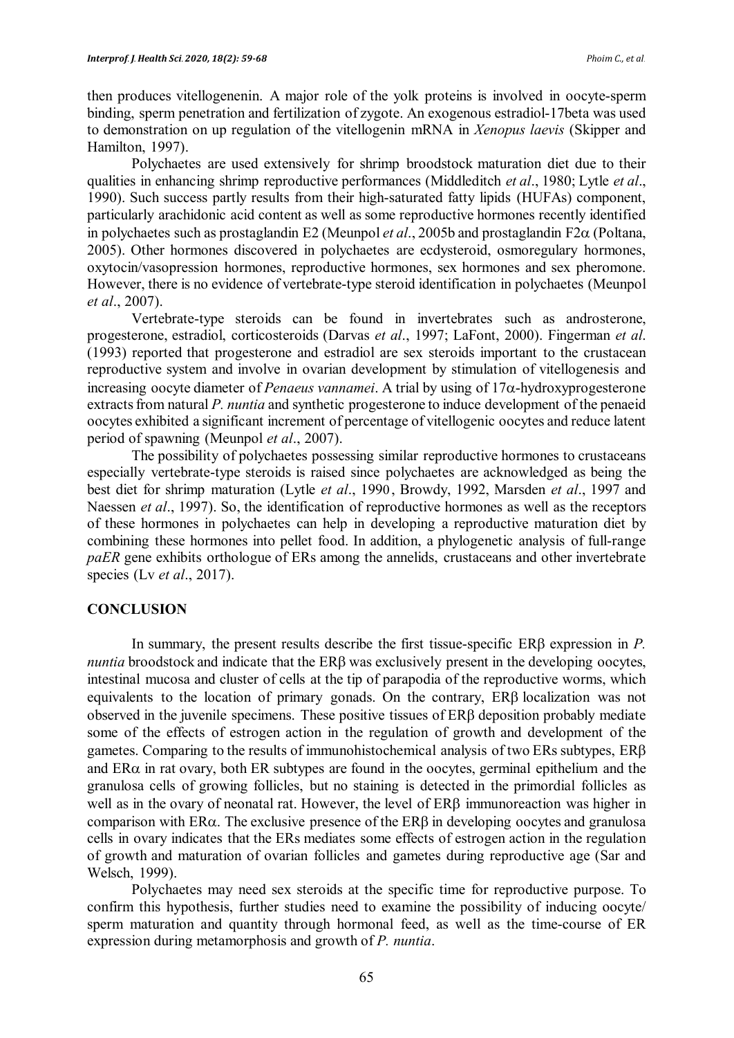then produces vitellogenenin. A major role of the yolk proteins is involved in oocyte-sperm binding, sperm penetration and fertilization of zygote. An exogenous estradiol-17beta was used to demonstration on up regulation of the vitellogenin mRNA in *Xenopus laevis* (Skipper and Hamilton, 1997).

Polychaetes are used extensively for shrimp broodstock maturation diet due to their qualities in enhancing shrimp reproductive performances (Middleditch *et al*., 1980; Lytle *et al*., 1990). Such success partly results from their high-saturated fatty lipids (HUFAs) component, particularly arachidonic acid content as well as some reproductive hormones recently identified in polychaetes such as prostaglandin E2 (Meunpol *et al*., 2005b and prostaglandin F2$\alpha$ (Poltana, 2005). Other hormones discovered in polychaetes are ecdysteroid, osmoregulary hormones, oxytocin/vasopression hormones, reproductive hormones, sex hormones and sex pheromone. However, there is no evidence of vertebrate-type steroid identification in polychaetes (Meunpol *et al*., 2007).

Vertebrate-type steroids can be found in invertebrates such as androsterone, progesterone, estradiol, corticosteroids (Darvas *et al*., 1997; LaFont, 2000). Fingerman *et al*. (1993) reported that progesterone and estradiol are sex steroids important to the crustacean reproductive system and involve in ovarian development by stimulation of vitellogenesis and increasing oocyte diameter of *Penaeus vannamei*. A trial by using of 17$\alpha$-hydroxyprogesterone extracts from natural *P. nuntia* and synthetic progesterone to induce development of the penaeid oocytes exhibited a significant increment of percentage of vitellogenic oocytes and reduce latent period of spawning (Meunpol *et al*., 2007).

The possibility of polychaetes possessing similar reproductive hormones to crustaceans especially vertebrate-type steroids is raised since polychaetes are acknowledged as being the best diet for shrimp maturation (Lytle *et al*., 1990, Browdy, 1992, Marsden *et al*., 1997 and Naessen *et al*., 1997). So, the identification of reproductive hormones as well as the receptors of these hormones in polychaetes can help in developing a reproductive maturation diet by combining these hormones into pellet food. In addition, a phylogenetic analysis of full-range *paER* gene exhibits orthologue of ERs among the annelids, crustaceans and other invertebrate species (Lv *et al*., 2017).

## CONCLUSION

In summary, the present results describe the first tissue-specific ER$\beta$ expression in *P. nuntia* broodstock and indicate that the ER$\beta$ was exclusively present in the developing oocytes, intestinal mucosa and cluster of cells at the tip of parapodia of the reproductive worms, which equivalents to the location of primary gonads. On the contrary, ER$\beta$ localization was not observed in the juvenile specimens. These positive tissues of ER$\beta$ deposition probably mediate some of the effects of estrogen action in the regulation of growth and development of the gametes. Comparing to the results of immunohistochemical analysis of two ERs subtypes, ER$\beta$ and ER$\alpha$ in rat ovary, both ER subtypes are found in the oocytes, germinal epithelium and the granulosa cells of growing follicles, but no staining is detected in the primordial follicles as well as in the ovary of neonatal rat. However, the level of ER$\beta$ immunoreaction was higher in comparison with ER$\alpha$. The exclusive presence of the ER$\beta$ in developing oocytes and granulosa cells in ovary indicates that the ERs mediates some effects of estrogen action in the regulation of growth and maturation of ovarian follicles and gametes during reproductive age (Sar and Welsch, 1999).

Polychaetes may need sex steroids at the specific time for reproductive purpose. To confirm this hypothesis, further studies need to examine the possibility of inducing oocyte/ sperm maturation and quantity through hormonal feed, as well as the time-course of ER expression during metamorphosis and growth of *P. nuntia*.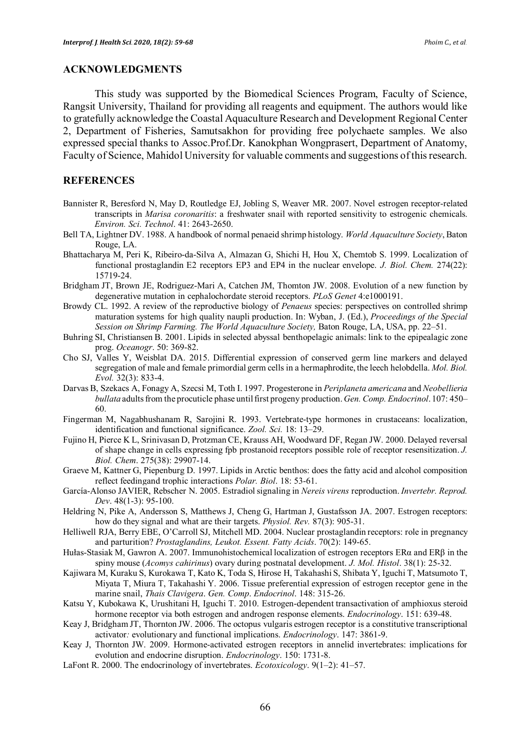## ACKNOWLEDGMENTS

This study was supported by the Biomedical Sciences Program, Faculty of Science, Rangsit University, Thailand for providing all reagents and equipment. The authors would like to gratefully acknowledge the Coastal Aquaculture Research and Development Regional Center 2, Department of Fisheries, Samutsakhon for providing free polychaete samples. We also expressed special thanks to Assoc.Prof.Dr. Kanokphan Wongprasert, Department of Anatomy, Faculty of Science, Mahidol University for valuable comments and suggestions of this research.

## REFERENCES

Bannister R, Beresford N, May D, Routledge EJ, Jobling S, Weaver MR. 2007. Novel estrogen receptor-related transcripts in *Marisa coronaritis*: a freshwater snail with reported sensitivity to estrogenic chemicals. *Environ. Sci. Technol*. 41: 2643-2650.

Bell TA, Lightner DV. 1988. A handbook of normal penaeid shrimp histology. *World Aquaculture Society*, Baton Rouge, LA.

Bhattacharya M, Peri K, Ribeiro-da-Silva A, Almazan G, Shichi H, Hou X, Chemtob S. 1999. Localization of functional prostaglandin E2 receptors EP3 and EP4 in the nuclear envelope. *J. Biol. Chem.* 274(22): 15719-24.

Bridgham JT, Brown JE, Rodriguez-Mari A, Catchen JM, Thomton JW. 2008. Evolution of a new function by degenerative mutation in cephalochordate steroid receptors. *PLoS Genet* 4:e1000191.

Browdy CL. 1992. A review of the reproductive biology of *Penaeus* species: perspectives on controlled shrimp maturation systems for high quality naupli production. In: Wyban, J. (Ed.), *Proceedings of the Special Session on Shrimp Farming. The World Aquaculture Society,* Baton Rouge, LA, USA, pp. 22–51.

Buhring SI, Christiansen B. 2001. Lipids in selected abyssal benthopelagic animals: link to the epipealagic zone prog. *Oceanogr*. 50: 369-82.

Cho SJ, Valles Y, Weisblat DA. 2015. Differential expression of conserved germ line markers and delayed segregation of male and female primordial germ cells in a hermaphrodite, the leech helobdella. *Mol. Biol. Evol.* 32(3): 833-4.

Darvas B, Szekacs A, Fonagy A, Szecsi M, Toth I. 1997. Progesterone in *Periplaneta americana* and *Neobellieria bullata* adults from the procuticle phase until first progeny production. *Gen. Comp. Endocrinol*. 107: 450–60.

Fingerman M, Nagabhushanam R, Sarojini R. 1993. Vertebrate-type hormones in crustaceans: localization, identification and functional significance. *Zool. Sci.* 18: 13–29.

Fujino H, Pierce K L, Srinivasan D, Protzman CE, Krauss AH, Woodward DF, Regan JW. 2000. Delayed reversal of shape change in cells expressing fpb prostanoid receptors possible role of receptor resensitization. *J. Biol. Chem*. 275(38): 29907-14.

Graeve M, Kattner G, Piepenburg D. 1997. Lipids in Arctic benthos: does the fatty acid and alcohol composition reflect feedingand trophic interactions *Polar. Biol*. 18: 53-61.

García-Alonso JAVIER, Rebscher N. 2005. Estradiol signaling in *Nereis virens* reproduction. *Invertebr. Reprod. Dev*. 48(1-3): 95-100.

Heldring N, Pike A, Andersson S, Matthews J, Cheng G, Hartman J, Gustafsson JA. 2007. Estrogen receptors: how do they signal and what are their targets. *Physiol. Rev.* 87(3): 905-31.

Helliwell RJA, Berry EBE, O'Carroll SJ, Mitchell MD. 2004. Nuclear prostaglandin receptors: role in pregnancy and parturition? *Prostaglandins, Leukot. Essent. Fatty Acids*. 70(2): 149-65.

Hułas-Stasiak M, Gawron A. 2007. Immunohistochemical localization of estrogen receptors ERα and ERβ in the spiny mouse (*Acomys cahirinus*) ovary during postnatal development. *J. Mol. Histol*. 38(1): 25-32.

Kajiwara M, Kuraku S, Kurokawa T, Kato K, Toda S, Hirose H, Takahashi S, Shibata Y, Iguchi T, Matsumoto T, Miyata T, Miura T, Takahashi Y. 2006. Tissue preferential expression of estrogen receptor gene in the marine snail, *Thais Clavigera*. *Gen. Comp*. *Endocrinol*. 148: 315-26.

Katsu Y, Kubokawa K, Urushitani H, Iguchi T. 2010. Estrogen-dependent transactivation of amphioxus steroid hormone receptor via both estrogen and androgen response elements. *Endocrinology*. 151: 639-48.

Keay J, Bridgham JT, Thornton JW. 2006. The octopus vulgaris estrogen receptor is a constitutive transcriptional activator*:* evolutionary and functional implications. *Endocrinology*. 147: 3861-9.

Keay J, Thornton JW. 2009. Hormone-activated estrogen receptors in annelid invertebrates: implications for evolution and endocrine disruption. *Endocrinology*. 150: 1731-8.

LaFont R. 2000. The endocrinology of invertebrates. *Ecotoxicology*. 9(1–2): 41–57.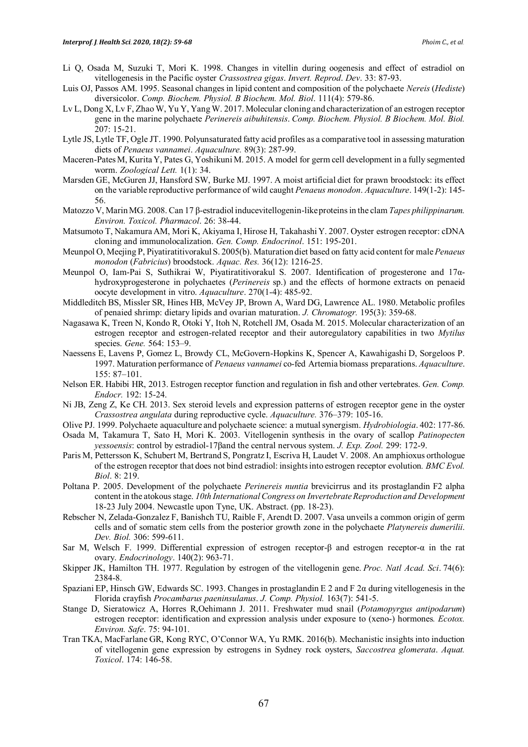Li Q, Osada M, Suzuki T, Mori K. 1998. Changes in vitellin during oogenesis and effect of estradiol on vitellogenesis in the Pacific oyster *Crassostrea gigas*. *Invert. Reprod*. *Dev*. 33: 87-93.

Luis OJ, Passos AM. 1995. Seasonal changes in lipid content and composition of the polychaete *Nereis* (*Hediste*) diversicolor. *Comp. Biochem. Physiol. B Biochem. Mol. Biol*. 111(4): 579-86.

Lv L, Dong X, Lv F, Zhao W, Yu Y, Yang W. 2017. Molecular cloning and characterization of an estrogen receptor gene in the marine polychaete *Perinereis aibuhitensis*. *Comp. Biochem. Physiol. B Biochem. Mol. Biol.* 207: 15-21.

Lytle JS, Lytle TF, Ogle JT. 1990. Polyunsaturated fatty acid profiles as a comparative tool in assessing maturation diets of *Penaeus vannamei*. *Aquaculture.* 89(3): 287-99.

Maceren-Pates M, Kurita Y, Pates G, Yoshikuni M. 2015. A model for germ cell development in a fully segmented worm. *Zoological Lett.* 1(1): 34.

Marsden GE, McGuren JJ, Hansford SW, Burke MJ. 1997. A moist artificial diet for prawn broodstock: its effect on the variable reproductive performance of wild caught *Penaeus monodon*. *Aquaculture*. 149(1-2): 145-56.

Matozzo V, Marin MG. 2008. Can 17 β-estradiol inducevitellogenin-like proteins in the clam *Tapes philippinarum. Environ. Toxicol. Pharmacol*. 26: 38-44.

Matsumoto T, Nakamura AM, Mori K, Akiyama I, Hirose H, Takahashi Y. 2007. Oyster estrogen receptor: cDNA cloning and immunolocalization. *Gen. Comp. Endocrinol*. 151: 195-201.

Meunpol O, Meejing P, Piyatiratitivorakul S. 2005(b). Maturation diet based on fatty acid content for male *Penaeus monodon* (*Fabricius*) broodstock. *Aquac. Res.* 36(12): 1216-25.

Meunpol O, Iam-Pai S, Suthikrai W, Piyatiratitivorakul S. 2007. Identification of progesterone and 17α-hydroxyprogesterone in polychaetes (*Perinereis* sp.) and the effects of hormone extracts on penaeid oocyte development in vitro. *Aquaculture*. 270(1-4): 485-92.

Middleditch BS, Missler SR, Hines HB, McVey JP, Brown A, Ward DG, Lawrence AL. 1980. Metabolic profiles of penaied shrimp: dietary lipids and ovarian maturation. *J. Chromatogr.* 195(3): 359-68.

Nagasawa K, Treen N, Kondo R, Otoki Y, Itoh N, Rotchell JM, Osada M. 2015. Molecular characterization of an estrogen receptor and estrogen-related receptor and their autoregulatory capabilities in two *Mytilus* species. *Gene.* 564: 153–9.

Naessens E, Lavens P, Gomez L, Browdy CL, McGovern-Hopkins K, Spencer A, Kawahigashi D, Sorgeloos P. 1997. Maturation performance of *Penaeus vannamei* co-fed Artemia biomass preparations. *Aquaculture*. 155: 87–101.

Nelson ER. Habibi HR, 2013. Estrogen receptor function and regulation in fish and other vertebrates. *Gen. Comp. Endocr.* 192: 15-24.

Ni JB, Zeng Z, Ke CH. 2013. Sex steroid levels and expression patterns of estrogen receptor gene in the oyster *Crassostrea angulata* during reproductive cycle. *Aquaculture.* 376–379: 105-16.

Olive PJ. 1999. Polychaete aquaculture and polychaete science: a mutual synergism. *Hydrobiologia*. 402: 177-86.

Osada M, Takamura T, Sato H, Mori K. 2003. Vitellogenin synthesis in the ovary of scallop *Patinopecten yessoensis*: control by estradiol-17βand the central nervous system. *J. Exp. Zool.* 299: 172-9.

Paris M, Pettersson K, Schubert M, Bertrand S, Pongratz I, Escriva H, Laudet V. 2008. An amphioxus orthologue of the estrogen receptor that does not bind estradiol: insights into estrogen receptor evolution*. BMC Evol. Biol*. 8: 219.

Poltana P. 2005. Development of the polychaete *Perinereis nuntia* brevicirrus and its prostaglandin F2 alpha content in the atokous stage. *10th International Congress on Invertebrate Reproduction and Development* 18-23 July 2004. Newcastle upon Tyne, UK. Abstract. (pp. 18-23).

Rebscher N, Zelada-Gonzalez F, Banishch TU, Raible F, Arendt D. 2007. Vasa unveils a common origin of germ cells and of somatic stem cells from the posterior growth zone in the polychaete *Platynereis dumerilii*. *Dev. Biol.* 306: 599-611.

Sar M, Welsch F. 1999. Differential expression of estrogen receptor-β and estrogen receptor-α in the rat ovary. *Endocrinology*. 140(2): 963-71.

Skipper JK, Hamilton TH. 1977. Regulation by estrogen of the vitellogenin gene. *Proc. Natl Acad. Sci*. 74(6): 2384-8.

Spaziani EP, Hinsch GW, Edwards SC. 1993. Changes in prostaglandin E 2 and F 2α during vitellogenesis in the Florida crayfish *Procambarus paeninsulanus*. *J. Comp. Physiol.* 163(7): 541-5.

Stange D, Sieratowicz A, Horres R,Oehimann J. 2011. Freshwater mud snail (*Potamopyrgus antipodarum*) estrogen receptor: identification and expression analysis under exposure to (xeno-) hormones*. Ecotox. Environ. Safe*. 75: 94-101.

Tran TKA, MacFarlane GR, Kong RYC, O'Connor WA, Yu RMK. 2016(b). Mechanistic insights into induction of vitellogenin gene expression by estrogens in Sydney rock oysters, *Saccostrea glomerata*. *Aquat. Toxicol*. 174: 146-58.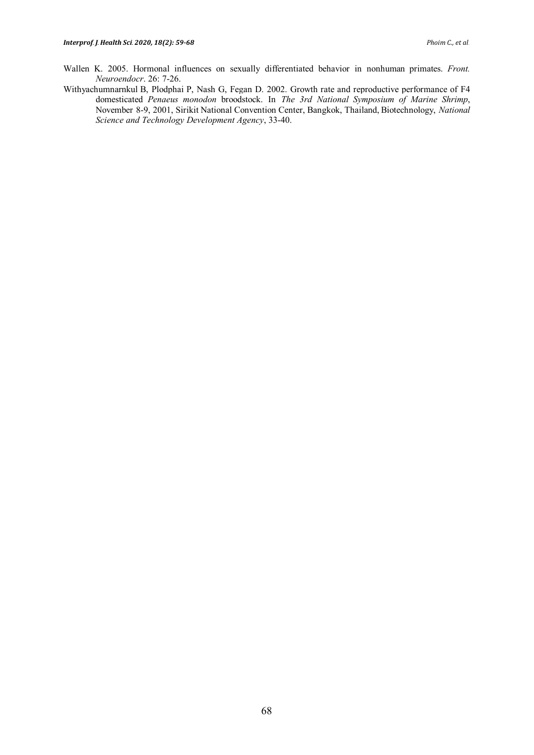Wallen K. 2005. Hormonal influences on sexually differentiated behavior in nonhuman primates. *Front. Neuroendocr*. 26: 7-26.

Withyachumnarnkul B, Plodphai P, Nash G, Fegan D. 2002. Growth rate and reproductive performance of F4 domesticated *Penaeus monodon* broodstock. In *The 3rd National Symposium of Marine Shrimp*, November 8-9, 2001, Sirikit National Convention Center, Bangkok, Thailand, Biotechnology, *National Science and Technology Development Agency*, 33-40.